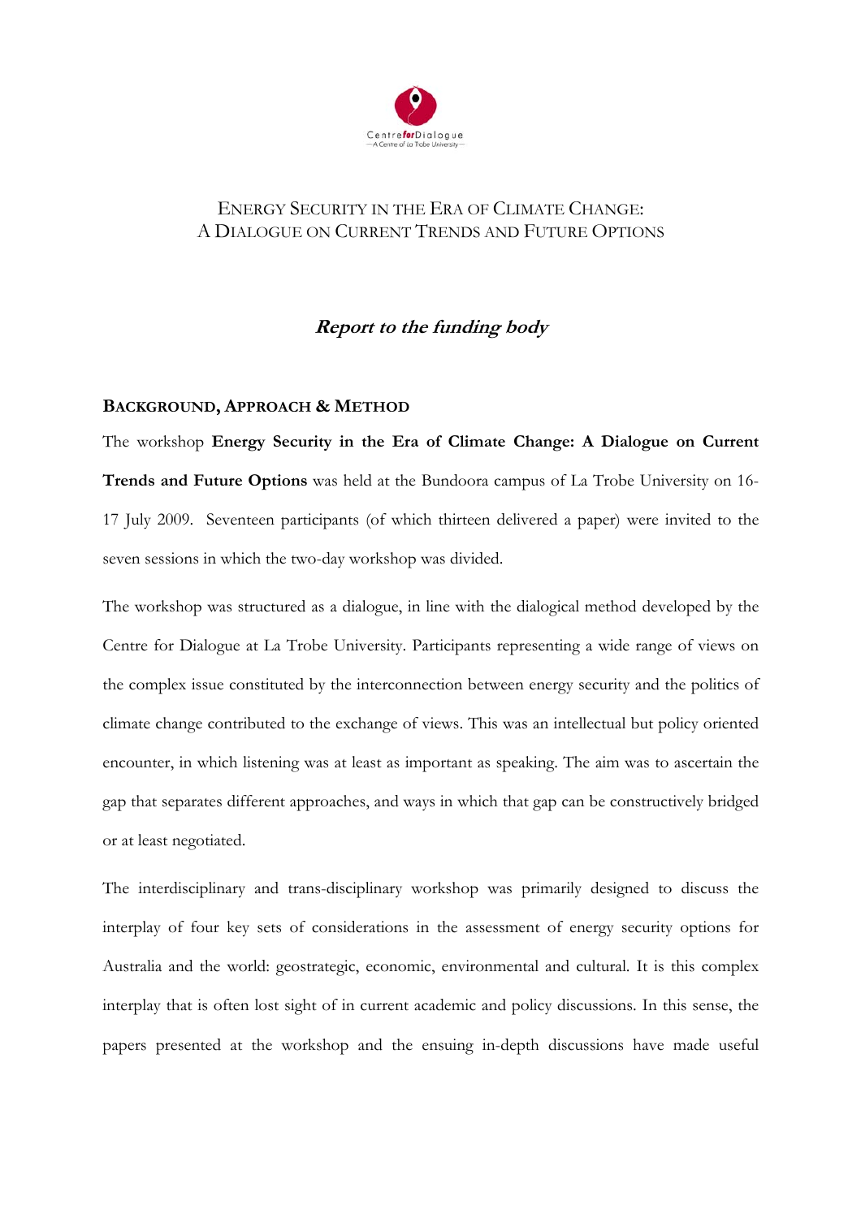CentreforDialogue
—A Centre of La Trobe University—

# Energy Security in the Era of Climate Change: A Dialogue on Current Trends and Future Options

## *Report to the funding body*

### Background, Approach & Method

The workshop **Energy Security in the Era of Climate Change: A Dialogue on Current Trends and Future Options** was held at the Bundoora campus of La Trobe University on 16-17 July 2009. Seventeen participants (of which thirteen delivered a paper) were invited to the seven sessions in which the two-day workshop was divided.

The workshop was structured as a dialogue, in line with the dialogical method developed by the Centre for Dialogue at La Trobe University. Participants representing a wide range of views on the complex issue constituted by the interconnection between energy security and the politics of climate change contributed to the exchange of views. This was an intellectual but policy oriented encounter, in which listening was at least as important as speaking. The aim was to ascertain the gap that separates different approaches, and ways in which that gap can be constructively bridged or at least negotiated.

The interdisciplinary and trans-disciplinary workshop was primarily designed to discuss the interplay of four key sets of considerations in the assessment of energy security options for Australia and the world: geostrategic, economic, environmental and cultural. It is this complex interplay that is often lost sight of in current academic and policy discussions. In this sense, the papers presented at the workshop and the ensuing in-depth discussions have made useful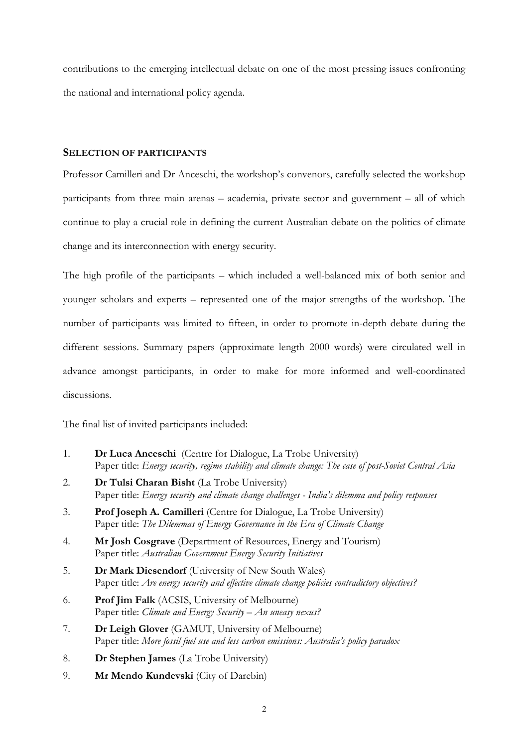contributions to the emerging intellectual debate on one of the most pressing issues confronting the national and international policy agenda.

## SELECTION OF PARTICIPANTS

Professor Camilleri and Dr Anceschi, the workshop's convenors, carefully selected the workshop participants from three main arenas – academia, private sector and government – all of which continue to play a crucial role in defining the current Australian debate on the politics of climate change and its interconnection with energy security.

The high profile of the participants – which included a well-balanced mix of both senior and younger scholars and experts – represented one of the major strengths of the workshop. The number of participants was limited to fifteen, in order to promote in-depth debate during the different sessions. Summary papers (approximate length 2000 words) were circulated well in advance amongst participants, in order to make for more informed and well-coordinated discussions.

The final list of invited participants included:

1. **Dr Luca Anceschi** (Centre for Dialogue, La Trobe University)
   Paper title: *Energy security, regime stability and climate change: The case of post-Soviet Central Asia*
2. **Dr Tulsi Charan Bisht** (La Trobe University)
   Paper title: *Energy security and climate change challenges - India's dilemma and policy responses*
3. **Prof Joseph A. Camilleri** (Centre for Dialogue, La Trobe University)
   Paper title: *The Dilemmas of Energy Governance in the Era of Climate Change*
4. **Mr Josh Cosgrave** (Department of Resources, Energy and Tourism)
   Paper title: *Australian Government Energy Security Initiatives*
5. **Dr Mark Diesendorf** (University of New South Wales)
   Paper title: *Are energy security and effective climate change policies contradictory objectives?*
6. **Prof Jim Falk** (ACSIS, University of Melbourne)
   Paper title: *Climate and Energy Security – An uneasy nexus?*
7. **Dr Leigh Glover** (GAMUT, University of Melbourne)
   Paper title: *More fossil fuel use and less carbon emissions: Australia's policy paradox*
8. **Dr Stephen James** (La Trobe University)
9. **Mr Mendo Kundevski** (City of Darebin)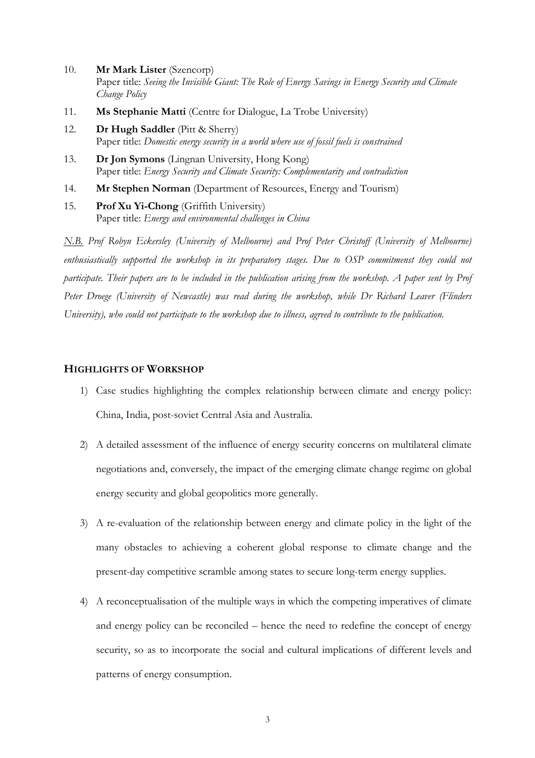10. **Mr Mark Lister** (Szencorp)
    Paper title: *Seeing the Invisible Giant: The Role of Energy Savings in Energy Security and Climate Change Policy*
11. **Ms Stephanie Matti** (Centre for Dialogue, La Trobe University)
12. **Dr Hugh Saddler** (Pitt & Sherry)
    Paper title: *Domestic energy security in a world where use of fossil fuels is constrained*
13. **Dr Jon Symons** (Lingnan University, Hong Kong)
    Paper title: *Energy Security and Climate Security: Complementarity and contradiction*
14. **Mr Stephen Norman** (Department of Resources, Energy and Tourism)
15. **Prof Xu Yi-Chong** (Griffith University)
    Paper title: *Energy and environmental challenges in China*

*N.B. Prof Robyn Eckersley (University of Melbourne) and Prof Peter Christoff (University of Melbourne) enthusiastically supported the workshop in its preparatory stages. Due to OSP commitmenst they could not participate. Their papers are to be included in the publication arising from the workshop. A paper sent by Prof Peter Droege (University of Newcastle) was read during the workshop, while Dr Richard Leaver (Flinders University), who could not participate to the workshop due to illness, agreed to contribute to the publication.*

## HIGHLIGHTS OF WORKSHOP

1) Case studies highlighting the complex relationship between climate and energy policy: China, India, post-soviet Central Asia and Australia.
2) A detailed assessment of the influence of energy security concerns on multilateral climate negotiations and, conversely, the impact of the emerging climate change regime on global energy security and global geopolitics more generally.
3) A re-evaluation of the relationship between energy and climate policy in the light of the many obstacles to achieving a coherent global response to climate change and the present-day competitive scramble among states to secure long-term energy supplies.
4) A reconceptualisation of the multiple ways in which the competing imperatives of climate and energy policy can be reconciled – hence the need to redefine the concept of energy security, so as to incorporate the social and cultural implications of different levels and patterns of energy consumption.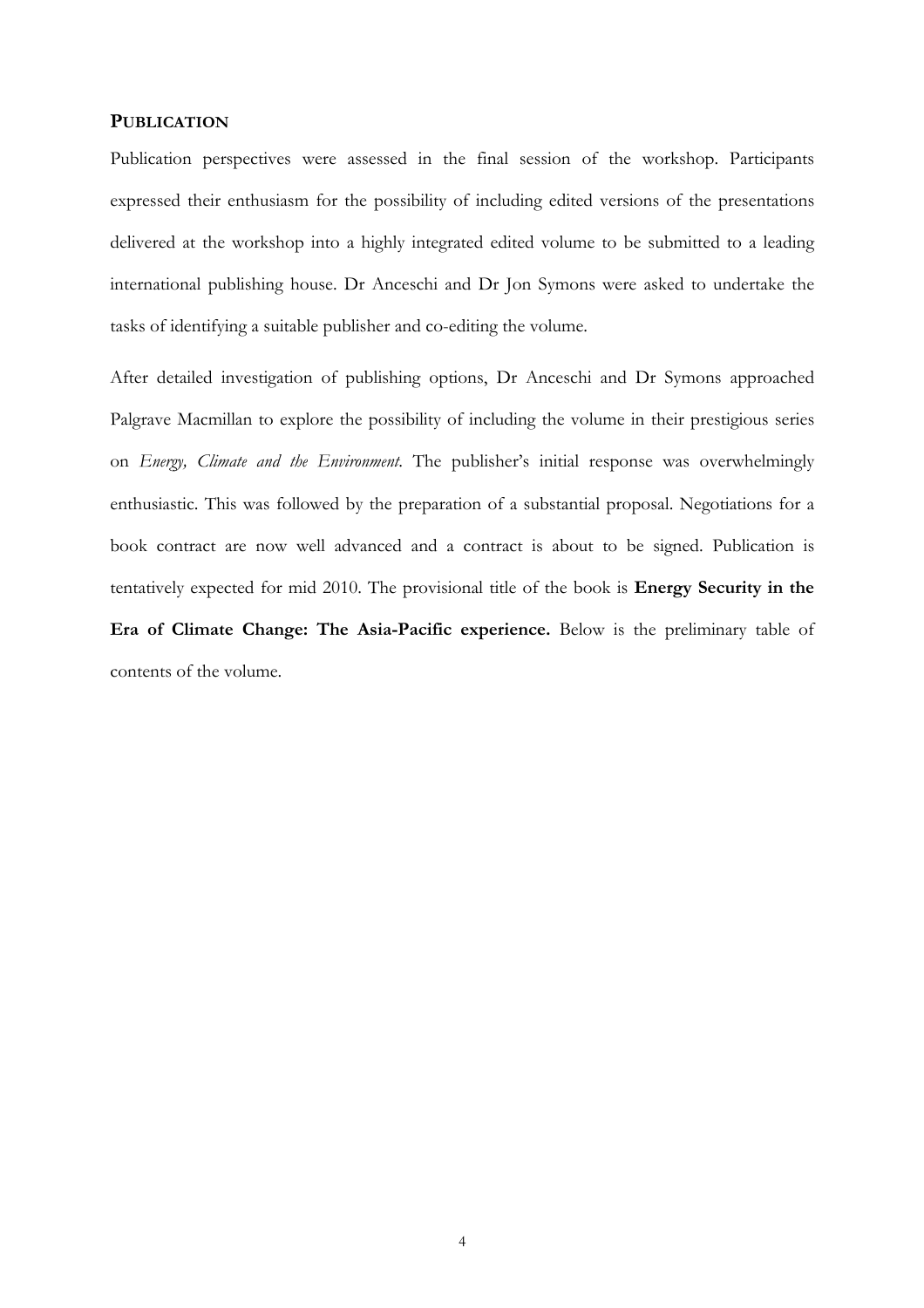## PUBLICATION

Publication perspectives were assessed in the final session of the workshop. Participants expressed their enthusiasm for the possibility of including edited versions of the presentations delivered at the workshop into a highly integrated edited volume to be submitted to a leading international publishing house. Dr Anceschi and Dr Jon Symons were asked to undertake the tasks of identifying a suitable publisher and co-editing the volume.

After detailed investigation of publishing options, Dr Anceschi and Dr Symons approached Palgrave Macmillan to explore the possibility of including the volume in their prestigious series on *Energy, Climate and the Environment*. The publisher's initial response was overwhelmingly enthusiastic. This was followed by the preparation of a substantial proposal. Negotiations for a book contract are now well advanced and a contract is about to be signed. Publication is tentatively expected for mid 2010. The provisional title of the book is **Energy Security in the Era of Climate Change: The Asia-Pacific experience.** Below is the preliminary table of contents of the volume.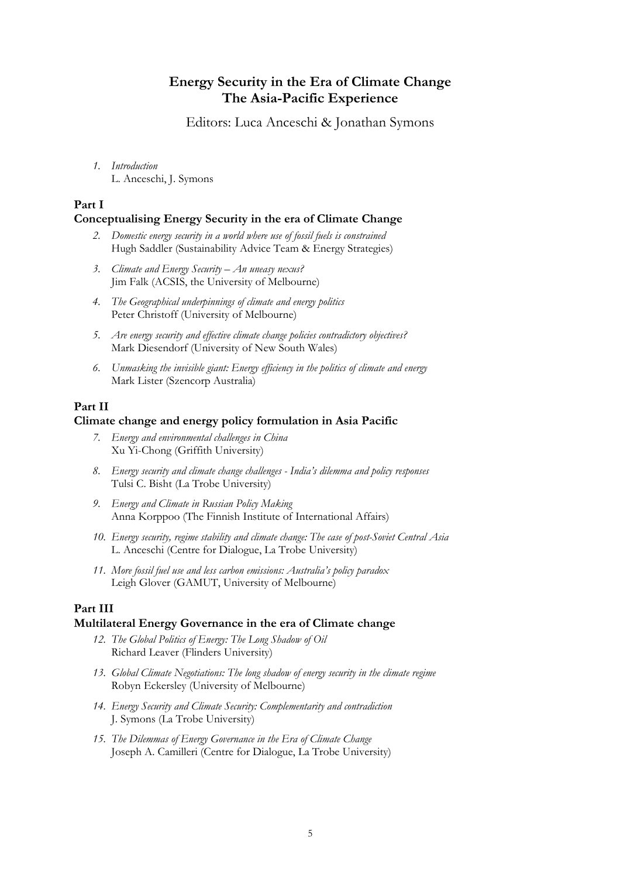# Energy Security in the Era of Climate Change
# The Asia-Pacific Experience

Editors: Luca Anceschi & Jonathan Symons

1. *Introduction*
   L. Anceschi, J. Symons

## Part I
## Conceptualising Energy Security in the era of Climate Change

2. *Domestic energy security in a world where use of fossil fuels is constrained*
   Hugh Saddler (Sustainability Advice Team & Energy Strategies)

3. *Climate and Energy Security – An uneasy nexus?*
   Jim Falk (ACSIS, the University of Melbourne)

4. *The Geographical underpinnings of climate and energy politics*
   Peter Christoff (University of Melbourne)

5. *Are energy security and effective climate change policies contradictory objectives?*
   Mark Diesendorf (University of New South Wales)

6. *Unmasking the invisible giant: Energy efficiency in the politics of climate and energy*
   Mark Lister (Szencorp Australia)

## Part II
## Climate change and energy policy formulation in Asia Pacific

7. *Energy and environmental challenges in China*
   Xu Yi-Chong (Griffith University)

8. *Energy security and climate change challenges - India's dilemma and policy responses*
   Tulsi C. Bisht (La Trobe University)

9. *Energy and Climate in Russian Policy Making*
   Anna Korppoo (The Finnish Institute of International Affairs)

10. *Energy security, regime stability and climate change: The case of post-Soviet Central Asia*
    L. Anceschi (Centre for Dialogue, La Trobe University)

11. *More fossil fuel use and less carbon emissions: Australia's policy paradox*
    Leigh Glover (GAMUT, University of Melbourne)

## Part III
## Multilateral Energy Governance in the era of Climate change

12. *The Global Politics of Energy: The Long Shadow of Oil*
    Richard Leaver (Flinders University)

13. *Global Climate Negotiations: The long shadow of energy security in the climate regime*
    Robyn Eckersley (University of Melbourne)

14. *Energy Security and Climate Security: Complementarity and contradiction*
    J. Symons (La Trobe University)

15. *The Dilemmas of Energy Governance in the Era of Climate Change*
    Joseph A. Camilleri (Centre for Dialogue, La Trobe University)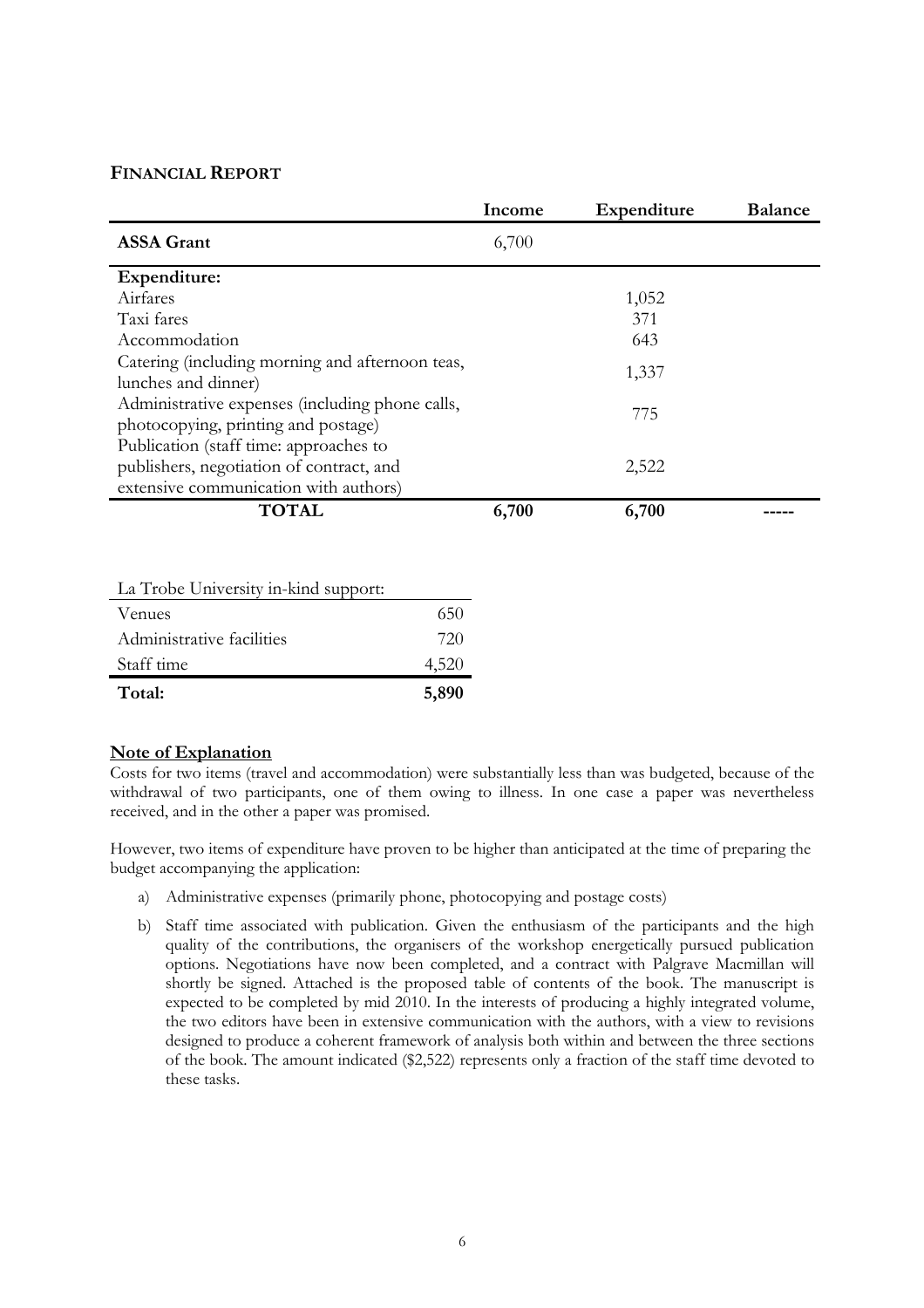## Financial Report

| | Income | Expenditure | Balance |
|---|---|---|---|
| **ASSA Grant** | 6,700 | | |
| **Expenditure:** | | | |
| Airfares | | 1,052 | |
| Taxi fares | | 371 | |
| Accommodation | | 643 | |
| Catering (including morning and afternoon teas, lunches and dinner) | | 1,337 | |
| Administrative expenses (including phone calls, photocopying, printing and postage) | | 775 | |
| Publication (staff time: approaches to publishers, negotiation of contract, and extensive communication with authors) | | 2,522 | |
| **TOTAL** | **6,700** | **6,700** | ----- |

| La Trobe University in-kind support: | |
|---|---|
| Venues | 650 |
| Administrative facilities | 720 |
| Staff time | 4,520 |
| **Total:** | **5,890** |

### Note of Explanation

Costs for two items (travel and accommodation) were substantially less than was budgeted, because of the withdrawal of two participants, one of them owing to illness. In one case a paper was nevertheless received, and in the other a paper was promised.

However, two items of expenditure have proven to be higher than anticipated at the time of preparing the budget accompanying the application:

a) Administrative expenses (primarily phone, photocopying and postage costs)

b) Staff time associated with publication. Given the enthusiasm of the participants and the high quality of the contributions, the organisers of the workshop energetically pursued publication options. Negotiations have now been completed, and a contract with Palgrave Macmillan will shortly be signed. Attached is the proposed table of contents of the book. The manuscript is expected to be completed by mid 2010. In the interests of producing a highly integrated volume, the two editors have been in extensive communication with the authors, with a view to revisions designed to produce a coherent framework of analysis both within and between the three sections of the book. The amount indicated ($2,522) represents only a fraction of the staff time devoted to these tasks.